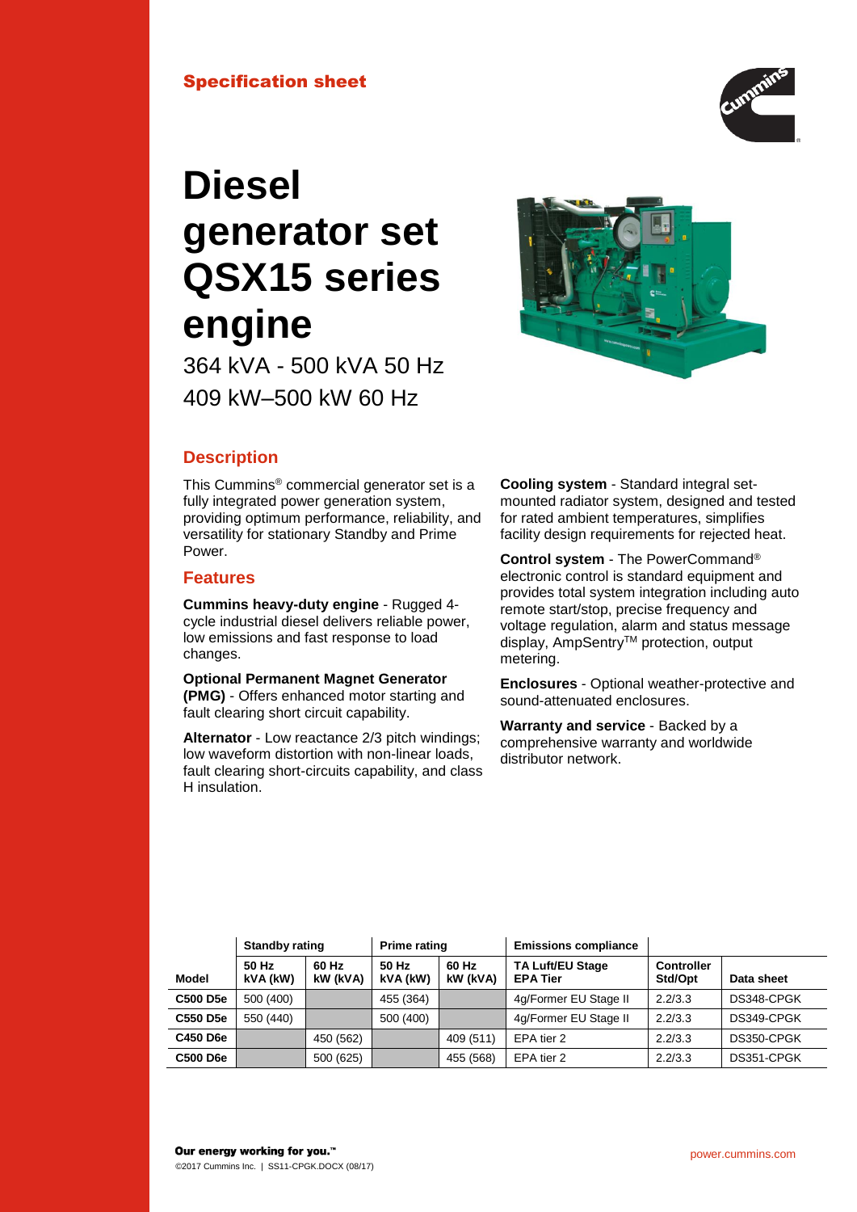**Specification sheet**

# Diesel generator set QSX15 series engine

364 kVA - 500 kVA 50 Hz

409 kW–500 kW 60 Hz

## Description

This Cummins® commercial generator set is a fully integrated power generation system, providing optimum performance, reliability, and versatility for stationary Standby and Prime Power.

## Features

**Cummins heavy-duty engine** - Rugged 4-cycle industrial diesel delivers reliable power, low emissions and fast response to load changes.

**Optional Permanent Magnet Generator (PMG)** - Offers enhanced motor starting and fault clearing short circuit capability.

**Alternator** - Low reactance 2/3 pitch windings; low waveform distortion with non-linear loads, fault clearing short-circuits capability, and class H insulation.

**Cooling system** - Standard integral set-mounted radiator system, designed and tested for rated ambient temperatures, simplifies facility design requirements for rejected heat.

**Control system** - The PowerCommand® electronic control is standard equipment and provides total system integration including auto remote start/stop, precise frequency and voltage regulation, alarm and status message display, AmpSentry™ protection, output metering.

**Enclosures** - Optional weather-protective and sound-attenuated enclosures.

**Warranty and service** - Backed by a comprehensive warranty and worldwide distributor network.

| | Standby rating | | Prime rating | | Emissions compliance | | |
|---|---|---|---|---|---|---|---|
| **Model** | **50 Hz kVA (kW)** | **60 Hz kW (kVA)** | **50 Hz kVA (kW)** | **60 Hz kW (kVA)** | **TA Luft/EU Stage EPA Tier** | **Controller Std/Opt** | **Data sheet** |
| **C500 D5e** | 500 (400) | | 455 (364) | | 4g/Former EU Stage II | 2.2/3.3 | DS348-CPGK |
| **C550 D5e** | 550 (440) | | 500 (400) | | 4g/Former EU Stage II | 2.2/3.3 | DS349-CPGK |
| **C450 D6e** | | 450 (562) | | 409 (511) | EPA tier 2 | 2.2/3.3 | DS350-CPGK |
| **C500 D6e** | | 500 (625) | | 455 (568) | EPA tier 2 | 2.2/3.3 | DS351-CPGK |

**Our energy working for you.**™

©2017 Cummins Inc. | SS11-CPGK.DOCX (08/17)

power.cummins.com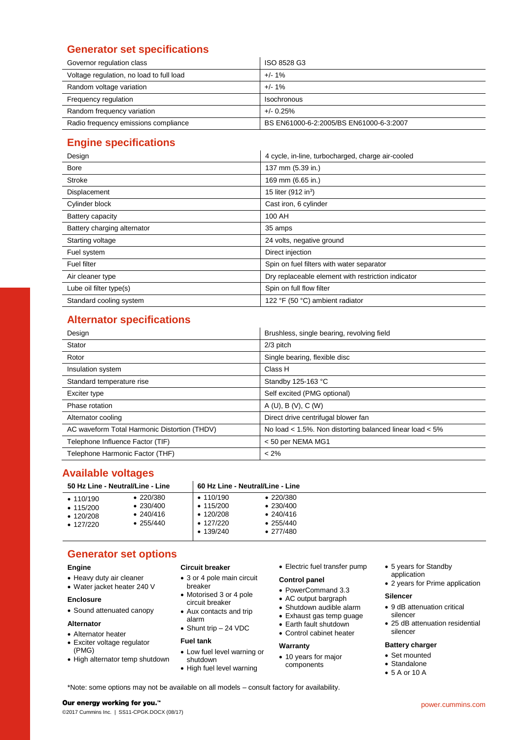## Generator set specifications

| | |
|---|---|
| Governor regulation class | ISO 8528 G3 |
| Voltage regulation, no load to full load | +/- 1% |
| Random voltage variation | +/- 1% |
| Frequency regulation | Isochronous |
| Random frequency variation | +/- 0.25% |
| Radio frequency emissions compliance | BS EN61000-6-2:2005/BS EN61000-6-3:2007 |

## Engine specifications

| | |
|---|---|
| Design | 4 cycle, in-line, turbocharged, charge air-cooled |
| Bore | 137 mm (5.39 in.) |
| Stroke | 169 mm (6.65 in.) |
| Displacement | 15 liter (912 $in^3$) |
| Cylinder block | Cast iron, 6 cylinder |
| Battery capacity | 100 AH |
| Battery charging alternator | 35 amps |
| Starting voltage | 24 volts, negative ground |
| Fuel system | Direct injection |
| Fuel filter | Spin on fuel filters with water separator |
| Air cleaner type | Dry replaceable element with restriction indicator |
| Lube oil filter type(s) | Spin on full flow filter |
| Standard cooling system | 122 °F (50 °C) ambient radiator |

## Alternator specifications

| | |
|---|---|
| Design | Brushless, single bearing, revolving field |
| Stator | 2/3 pitch |
| Rotor | Single bearing, flexible disc |
| Insulation system | Class H |
| Standard temperature rise | Standby 125-163 °C |
| Exciter type | Self excited (PMG optional) |
| Phase rotation | A (U), B (V), C (W) |
| Alternator cooling | Direct drive centrifugal blower fan |
| AC waveform Total Harmonic Distortion (THDV) | No load < 1.5%. Non distorting balanced linear load < 5% |
| Telephone Influence Factor (TIF) | < 50 per NEMA MG1 |
| Telephone Harmonic Factor (THF) | < 2% |

## Available voltages

| 50 Hz Line - Neutral/Line - Line | | 60 Hz Line - Neutral/Line - Line | |
|---|---|---|---|
| • 110/190 | • 220/380 | • 110/190 | • 220/380 |
| • 115/200 | • 230/400 | • 115/200 | • 230/400 |
| • 120/208 | • 240/416 | • 120/208 | • 240/416 |
| • 127/220 | • 255/440 | • 127/220 | • 255/440 |
| | | • 139/240 | • 277/480 |

## Generator set options

**Engine**

- Heavy duty air cleaner
- Water jacket heater 240 V

**Enclosure**

- Sound attenuated canopy

**Alternator**

- Alternator heater
- Exciter voltage regulator (PMG)
- High alternator temp shutdown

**Circuit breaker**

- 3 or 4 pole main circuit breaker
- Motorised 3 or 4 pole circuit breaker
- Aux contacts and trip alarm
- Shunt trip – 24 VDC

**Fuel tank**

- Low fuel level warning or shutdown
- High fuel level warning
- Electric fuel transfer pump

**Control panel**

- PowerCommand 3.3
- AC output bargraph
- Shutdown audible alarm
- Exhaust gas temp guage
- Earth fault shutdown
- Control cabinet heater

**Warranty**

- 10 years for major components
- 5 years for Standby application
- 2 years for Prime application

**Silencer**

- 9 dB attenuation critical silencer
- 25 dB attenuation residential silencer

**Battery charger**

- Set mounted
- Standalone
- 5 A or 10 A

*Note: some options may not be available on all models – consult factory for availability.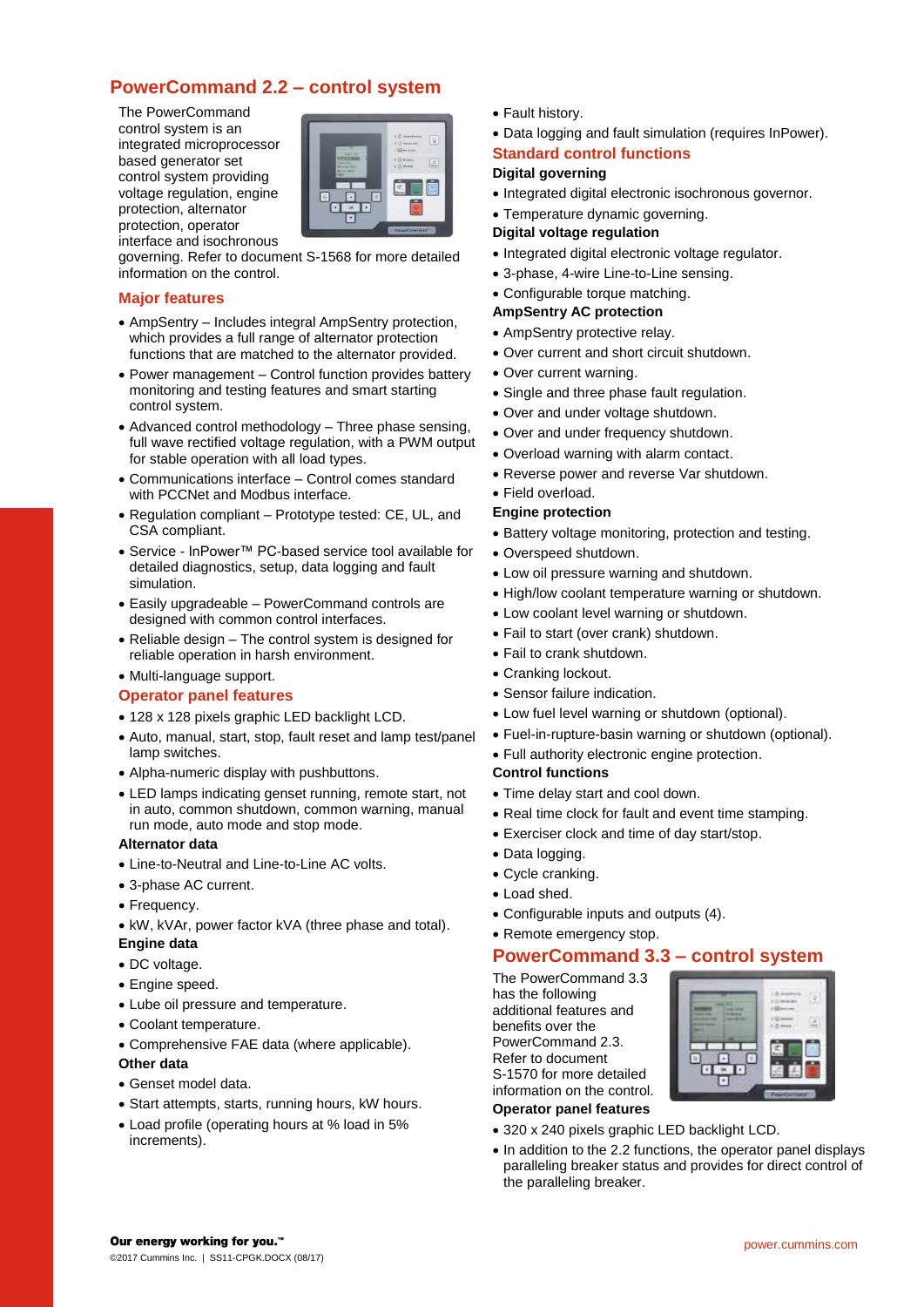## PowerCommand 2.2 – control system

The PowerCommand control system is an integrated microprocessor based generator set control system providing voltage regulation, engine protection, alternator protection, operator interface and isochronous governing. Refer to document S-1568 for more detailed information on the control.

### Major features

- AmpSentry – Includes integral AmpSentry protection, which provides a full range of alternator protection functions that are matched to the alternator provided.
- Power management – Control function provides battery monitoring and testing features and smart starting control system.
- Advanced control methodology – Three phase sensing, full wave rectified voltage regulation, with a PWM output for stable operation with all load types.
- Communications interface – Control comes standard with PCCNet and Modbus interface.
- Regulation compliant – Prototype tested: CE, UL, and CSA compliant.
- Service - InPower™ PC-based service tool available for detailed diagnostics, setup, data logging and fault simulation.
- Easily upgradeable – PowerCommand controls are designed with common control interfaces.
- Reliable design – The control system is designed for reliable operation in harsh environment.
- Multi-language support.

### Operator panel features

- 128 x 128 pixels graphic LED backlight LCD.
- Auto, manual, start, stop, fault reset and lamp test/panel lamp switches.
- Alpha-numeric display with pushbuttons.
- LED lamps indicating genset running, remote start, not in auto, common shutdown, common warning, manual run mode, auto mode and stop mode.

**Alternator data**

- Line-to-Neutral and Line-to-Line AC volts.
- 3-phase AC current.
- Frequency.
- kW, kVAr, power factor kVA (three phase and total).

**Engine data**

- DC voltage.
- Engine speed.
- Lube oil pressure and temperature.
- Coolant temperature.
- Comprehensive FAE data (where applicable).

**Other data**

- Genset model data.
- Start attempts, starts, running hours, kW hours.
- Load profile (operating hours at % load in 5% increments).
- Fault history.
- Data logging and fault simulation (requires InPower).

### Standard control functions

**Digital governing**

- Integrated digital electronic isochronous governor.
- Temperature dynamic governing.

**Digital voltage regulation**

- Integrated digital electronic voltage regulator.
- 3-phase, 4-wire Line-to-Line sensing.
- Configurable torque matching.

**AmpSentry AC protection**

- AmpSentry protective relay.
- Over current and short circuit shutdown.
- Over current warning.
- Single and three phase fault regulation.
- Over and under voltage shutdown.
- Over and under frequency shutdown.
- Overload warning with alarm contact.
- Reverse power and reverse Var shutdown.
- Field overload.

**Engine protection**

- Battery voltage monitoring, protection and testing.
- Overspeed shutdown.
- Low oil pressure warning and shutdown.
- High/low coolant temperature warning or shutdown.
- Low coolant level warning or shutdown.
- Fail to start (over crank) shutdown.
- Fail to crank shutdown.
- Cranking lockout.
- Sensor failure indication.
- Low fuel level warning or shutdown (optional).
- Fuel-in-rupture-basin warning or shutdown (optional).
- Full authority electronic engine protection.

**Control functions**

- Time delay start and cool down.
- Real time clock for fault and event time stamping.
- Exerciser clock and time of day start/stop.
- Data logging.
- Cycle cranking.
- Load shed.
- Configurable inputs and outputs (4).
- Remote emergency stop.

## PowerCommand 3.3 – control system

The PowerCommand 3.3 has the following additional features and benefits over the PowerCommand 2.3. Refer to document S-1570 for more detailed information on the control.

**Operator panel features**

- 320 x 240 pixels graphic LED backlight LCD.
- In addition to the 2.2 functions, the operator panel displays paralleling breaker status and provides for direct control of the paralleling breaker.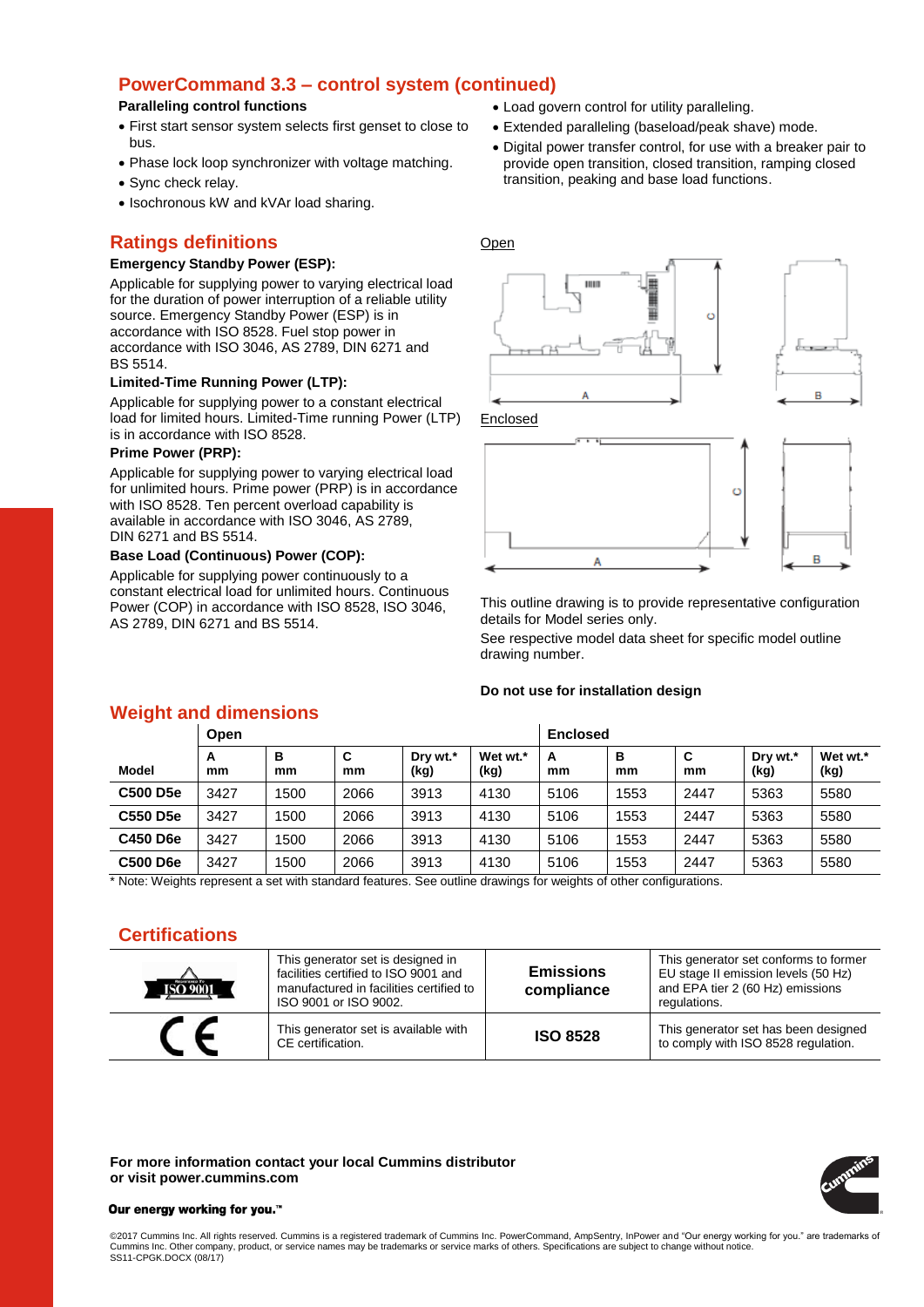## PowerCommand 3.3 – control system (continued)

**Paralleling control functions**

- First start sensor system selects first genset to close to bus.
- Phase lock loop synchronizer with voltage matching.
- Sync check relay.
- Isochronous kW and kVAr load sharing.
- Load govern control for utility paralleling.
- Extended paralleling (baseload/peak shave) mode.
- Digital power transfer control, for use with a breaker pair to provide open transition, closed transition, ramping closed transition, peaking and base load functions.

## Ratings definitions

**Emergency Standby Power (ESP):**

Applicable for supplying power to varying electrical load for the duration of power interruption of a reliable utility source. Emergency Standby Power (ESP) is in accordance with ISO 8528. Fuel stop power in accordance with ISO 3046, AS 2789, DIN 6271 and BS 5514.

**Limited-Time Running Power (LTP):**

Applicable for supplying power to a constant electrical load for limited hours. Limited-Time running Power (LTP) is in accordance with ISO 8528.

**Prime Power (PRP):**

Applicable for supplying power to varying electrical load for unlimited hours. Prime power (PRP) is in accordance with ISO 8528. Ten percent overload capability is available in accordance with ISO 3046, AS 2789, DIN 6271 and BS 5514.

**Base Load (Continuous) Power (COP):**

Applicable for supplying power continuously to a constant electrical load for unlimited hours. Continuous Power (COP) in accordance with ISO 8528, ISO 3046, AS 2789, DIN 6271 and BS 5514.

Open

A
B
C

Enclosed

A
B
C

This outline drawing is to provide representative configuration details for Model series only.

See respective model data sheet for specific model outline drawing number.

**Do not use for installation design**

## Weight and dimensions

| | Open | | | | | Enclosed | | | | |
|---|---|---|---|---|---|---|---|---|---|---|
| Model | A mm | B mm | C mm | Dry wt.* (kg) | Wet wt.* (kg) | A mm | B mm | C mm | Dry wt.* (kg) | Wet wt.* (kg) |
| **C500 D5e** | 3427 | 1500 | 2066 | 3913 | 4130 | 5106 | 1553 | 2447 | 5363 | 5580 |
| **C550 D5e** | 3427 | 1500 | 2066 | 3913 | 4130 | 5106 | 1553 | 2447 | 5363 | 5580 |
| **C450 D6e** | 3427 | 1500 | 2066 | 3913 | 4130 | 5106 | 1553 | 2447 | 5363 | 5580 |
| **C500 D6e** | 3427 | 1500 | 2066 | 3913 | 4130 | 5106 | 1553 | 2447 | 5363 | 5580 |

\* Note: Weights represent a set with standard features. See outline drawings for weights of other configurations.

## Certifications

| | | | |
|---|---|---|---|
| ISO 9001 | This generator set is designed in facilities certified to ISO 9001 and manufactured in facilities certified to ISO 9001 or ISO 9002. | **Emissions compliance** | This generator set conforms to former EU stage II emission levels (50 Hz) and EPA tier 2 (60 Hz) emissions regulations. |
| CE | This generator set is available with CE certification. | **ISO 8528** | This generator set has been designed to comply with ISO 8528 regulation. |

**For more information contact your local Cummins distributor or visit power.cummins.com**

**Our energy working for you.™**

©2017 Cummins Inc. All rights reserved. Cummins is a registered trademark of Cummins Inc. PowerCommand, AmpSentry, InPower and "Our energy working for you." are trademarks of Cummins Inc. Other company, product, or service names may be trademarks or service marks of others. Specifications are subject to change without notice.
SS11-CPGK.DOCX (08/17)